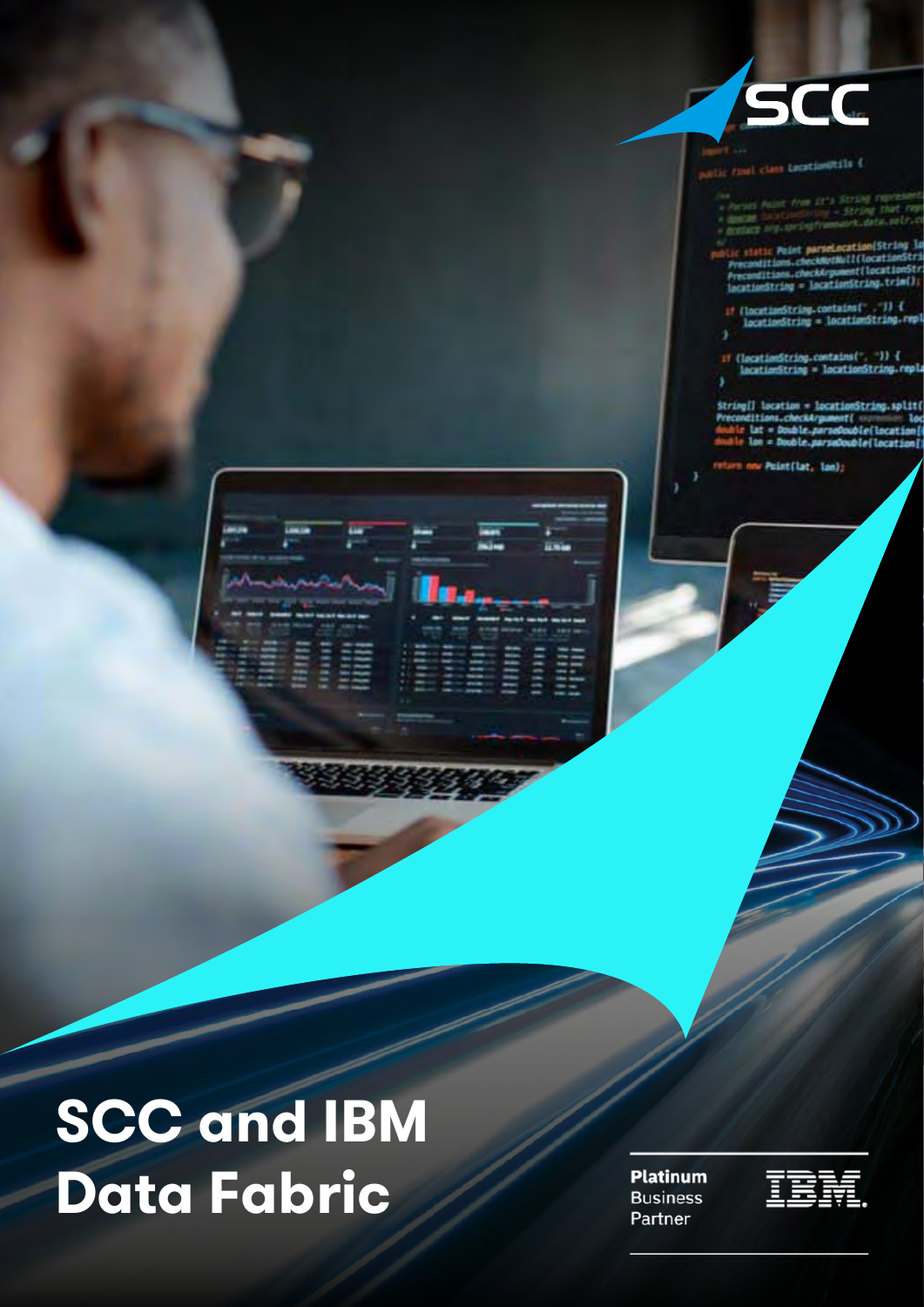# SCC and IBM Data Fabric

Platinum Business Partner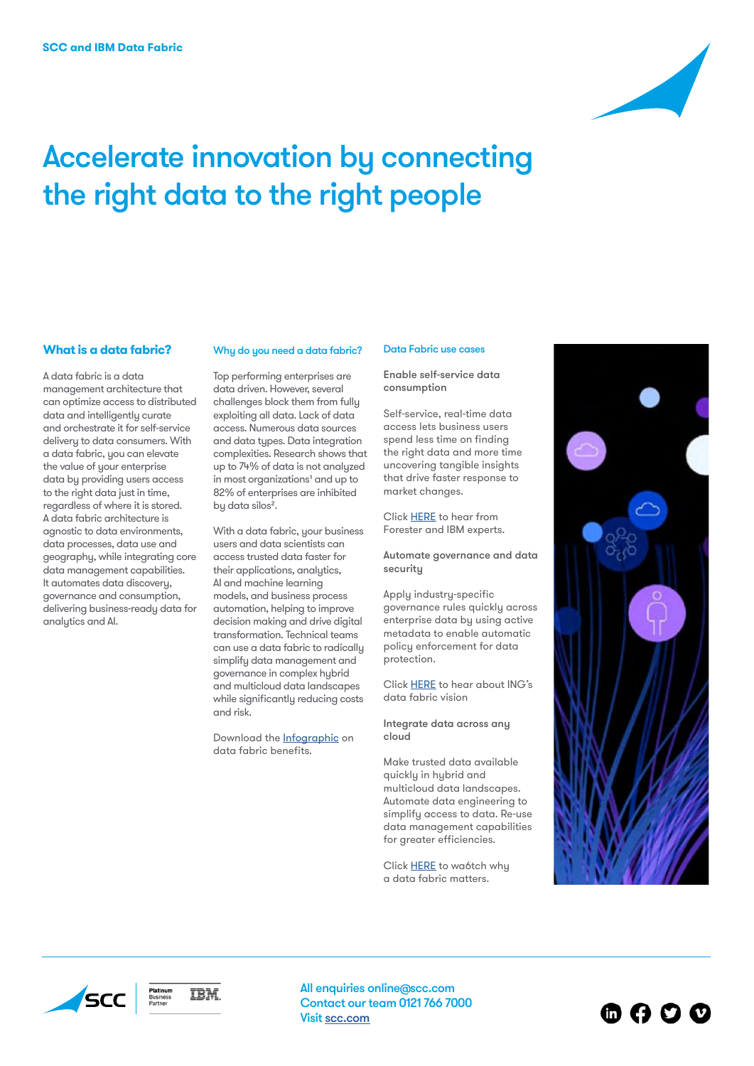SCC and IBM Data Fabric

# Accelerate innovation by connecting the right data to the right people

## What is a data fabric?

A data fabric is a data management architecture that can optimize access to distributed data and intelligently curate and orchestrate it for self-service delivery to data consumers. With a data fabric, you can elevate the value of your enterprise data by providing users access to the right data just in time, regardless of where it is stored. A data fabric architecture is agnostic to data environments, data processes, data use and geography, while integrating core data management capabilities. It automates data discovery, governance and consumption, delivering business-ready data for analytics and AI.

## Why do you need a data fabric?

Top performing enterprises are data driven. However, several challenges block them from fully exploiting all data. Lack of data access. Numerous data sources and data types. Data integration complexities. Research shows that up to 74% of data is not analyzed in most organizations[1] and up to 82% of enterprises are inhibited by data silos[2].

With a data fabric, your business users and data scientists can access trusted data faster for their applications, analytics, AI and machine learning models, and business process automation, helping to improve decision making and drive digital transformation. Technical teams can use a data fabric to radically simplify data management and governance in complex hybrid and multicloud data landscapes while significantly reducing costs and risk.

Download the Infographic on data fabric benefits.

## Data Fabric use cases

### Enable self-service data consumption

Self-service, real-time data access lets business users spend less time on finding the right data and more time uncovering tangible insights that drive faster response to market changes.

Click HERE to hear from Forester and IBM experts.

### Automate governance and data security

Apply industry-specific governance rules quickly across enterprise data by using active metadata to enable automatic policy enforcement for data protection.

Click HERE to hear about ING's data fabric vision

### Integrate data across any cloud

Make trusted data available quickly in hybrid and multicloud data landscapes. Automate data engineering to simplify access to data. Re-use data management capabilities for greater efficiencies.

Click HERE to wa6tch why a data fabric matters.

All enquiries online@scc.com
Contact our team 0121 766 7000
Visit scc.com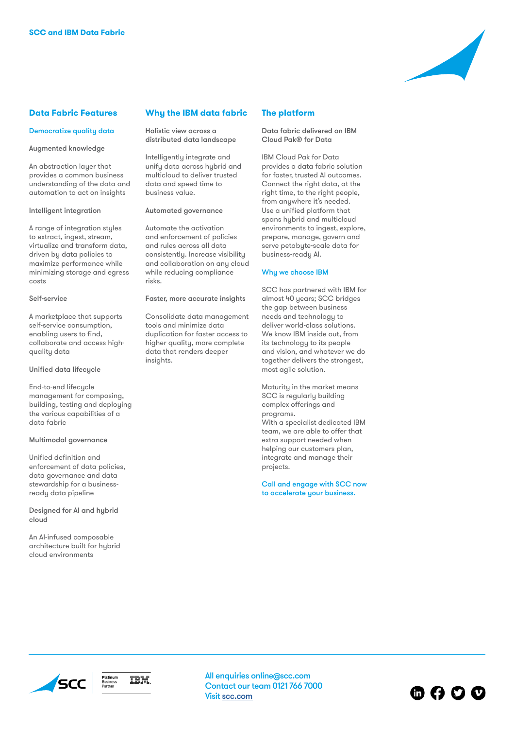SCC and IBM Data Fabric

## Data Fabric Features

### Democratize quality data

**Augmented knowledge**

An abstraction layer that provides a common business understanding of the data and automation to act on insights

**Intelligent integration**

A range of integration styles to extract, ingest, stream, virtualize and transform data, driven by data policies to maximize performance while minimizing storage and egress costs

**Self-service**

A marketplace that supports self-service consumption, enabling users to find, collaborate and access high-quality data

**Unified data lifecycle**

End-to-end lifecycle management for composing, building, testing and deploying the various capabilities of a data fabric

**Multimodal governance**

Unified definition and enforcement of data policies, data governance and data stewardship for a business-ready data pipeline

**Designed for AI and hybrid cloud**

An AI-infused composable architecture built for hybrid cloud environments

## Why the IBM data fabric

**Holistic view across a distributed data landscape**

Intelligently integrate and unify data across hybrid and multicloud to deliver trusted data and speed time to business value.

**Automated governance**

Automate the activation and enforcement of policies and rules across all data consistently. Increase visibility and collaboration on any cloud while reducing compliance risks.

**Faster, more accurate insights**

Consolidate data management tools and minimize data duplication for faster access to higher quality, more complete data that renders deeper insights.

## The platform

**Data fabric delivered on IBM Cloud Pak® for Data**

IBM Cloud Pak for Data provides a data fabric solution for faster, trusted AI outcomes. Connect the right data, at the right time, to the right people, from anywhere it's needed. Use a unified platform that spans hybrid and multicloud environments to ingest, explore, prepare, manage, govern and serve petabyte-scale data for business-ready AI.

### Why we choose IBM

SCC has partnered with IBM for almost 40 years; SCC bridges the gap between business needs and technology to deliver world-class solutions. We know IBM inside out, from its technology to its people and vision, and whatever we do together delivers the strongest, most agile solution.

Maturity in the market means SCC is regularly building complex offerings and programs.
With a specialist dedicated IBM team, we are able to offer that extra support needed when helping our customers plan, integrate and manage their projects.

**Call and engage with SCC now to accelerate your business.**

SCC | Platinum Business Partner IBM

All enquiries online@scc.com
Contact our team 0121 766 7000
Visit scc.com